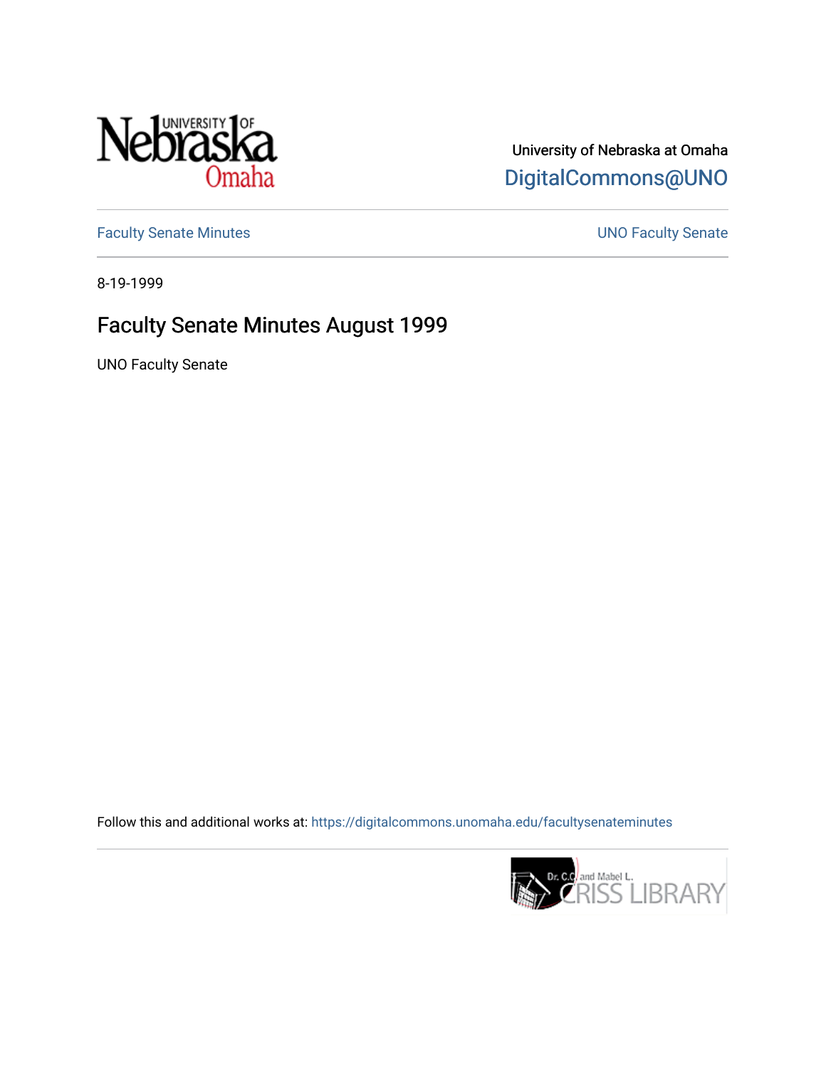University of Nebraska at Omaha

DigitalCommons@UNO

Faculty Senate Minutes

UNO Faculty Senate

8-19-1999

# Faculty Senate Minutes August 1999

UNO Faculty Senate

Follow this and additional works at: https://digitalcommons.unomaha.edu/facultysenateminutes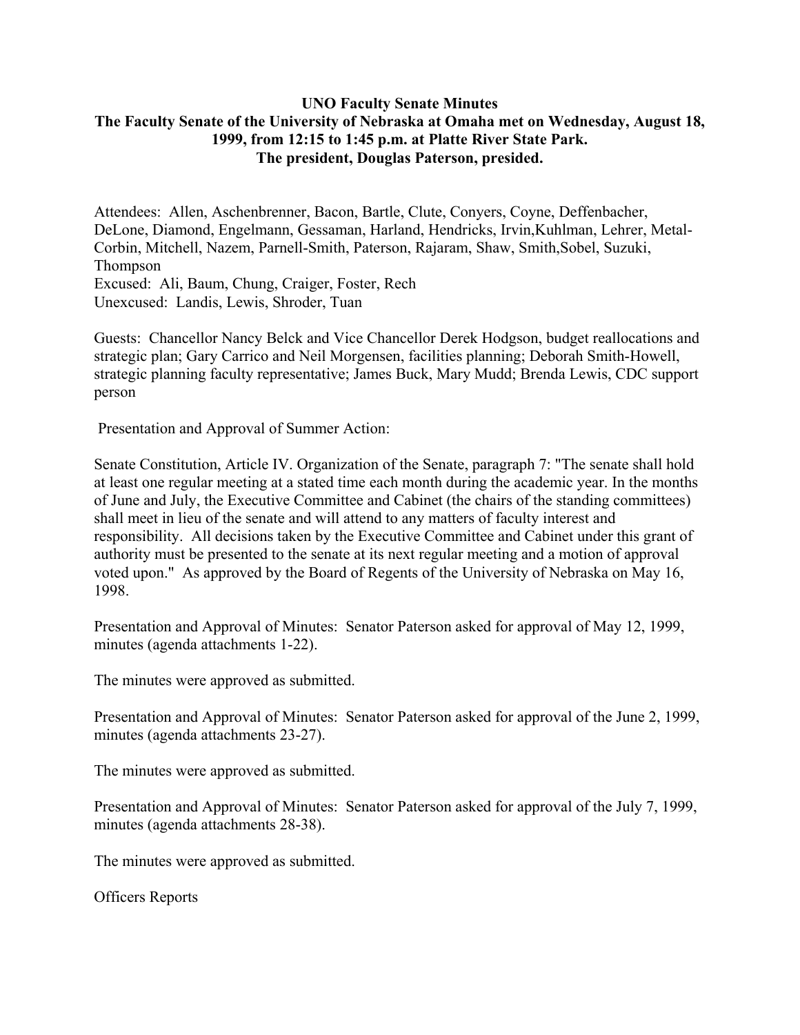**UNO Faculty Senate Minutes**
**The Faculty Senate of the University of Nebraska at Omaha met on Wednesday, August 18, 1999, from 12:15 to 1:45 p.m. at Platte River State Park.**
**The president, Douglas Paterson, presided.**

Attendees: Allen, Aschenbrenner, Bacon, Bartle, Clute, Conyers, Coyne, Deffenbacher, DeLone, Diamond, Engelmann, Gessaman, Harland, Hendricks, Irvin,Kuhlman, Lehrer, Metal-Corbin, Mitchell, Nazem, Parnell-Smith, Paterson, Rajaram, Shaw, Smith,Sobel, Suzuki, Thompson
Excused: Ali, Baum, Chung, Craiger, Foster, Rech
Unexcused: Landis, Lewis, Shroder, Tuan

Guests: Chancellor Nancy Belck and Vice Chancellor Derek Hodgson, budget reallocations and strategic plan; Gary Carrico and Neil Morgensen, facilities planning; Deborah Smith-Howell, strategic planning faculty representative; James Buck, Mary Mudd; Brenda Lewis, CDC support person

Presentation and Approval of Summer Action:

Senate Constitution, Article IV. Organization of the Senate, paragraph 7: "The senate shall hold at least one regular meeting at a stated time each month during the academic year. In the months of June and July, the Executive Committee and Cabinet (the chairs of the standing committees) shall meet in lieu of the senate and will attend to any matters of faculty interest and responsibility. All decisions taken by the Executive Committee and Cabinet under this grant of authority must be presented to the senate at its next regular meeting and a motion of approval voted upon." As approved by the Board of Regents of the University of Nebraska on May 16, 1998.

Presentation and Approval of Minutes: Senator Paterson asked for approval of May 12, 1999, minutes (agenda attachments 1-22).

The minutes were approved as submitted.

Presentation and Approval of Minutes: Senator Paterson asked for approval of the June 2, 1999, minutes (agenda attachments 23-27).

The minutes were approved as submitted.

Presentation and Approval of Minutes: Senator Paterson asked for approval of the July 7, 1999, minutes (agenda attachments 28-38).

The minutes were approved as submitted.

Officers Reports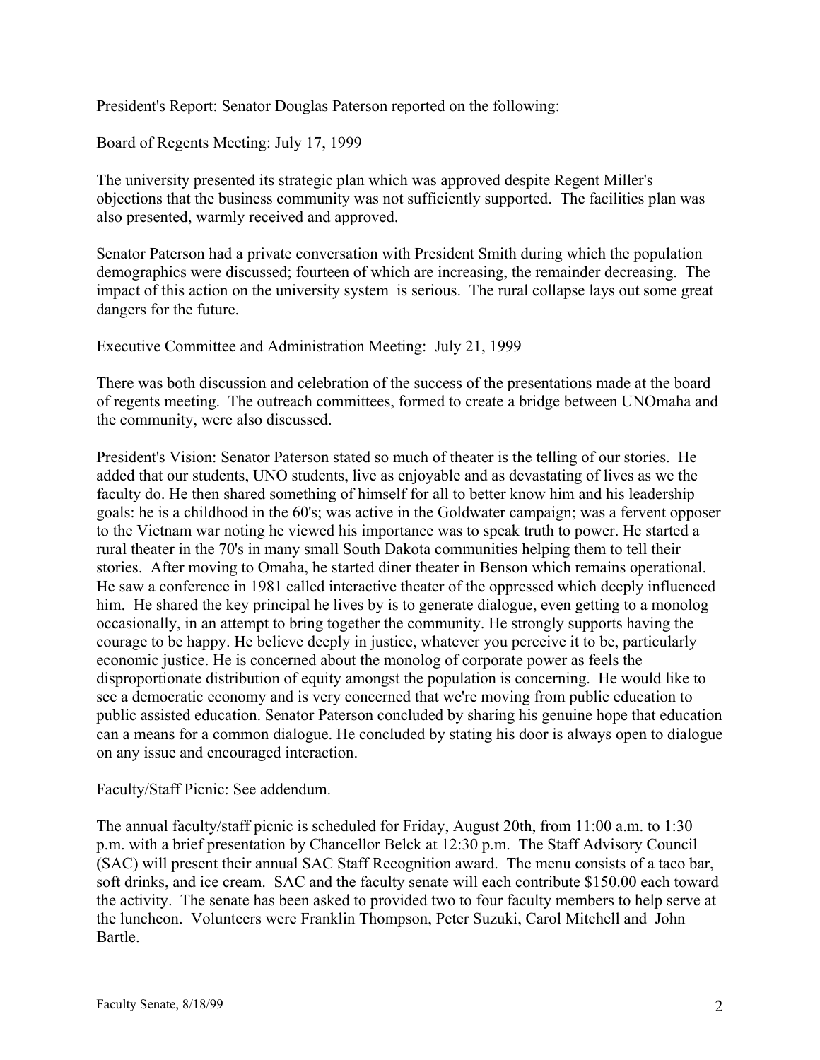President's Report: Senator Douglas Paterson reported on the following:

Board of Regents Meeting: July 17, 1999

The university presented its strategic plan which was approved despite Regent Miller's objections that the business community was not sufficiently supported. The facilities plan was also presented, warmly received and approved.

Senator Paterson had a private conversation with President Smith during which the population demographics were discussed; fourteen of which are increasing, the remainder decreasing. The impact of this action on the university system is serious. The rural collapse lays out some great dangers for the future.

Executive Committee and Administration Meeting: July 21, 1999

There was both discussion and celebration of the success of the presentations made at the board of regents meeting. The outreach committees, formed to create a bridge between UNOmaha and the community, were also discussed.

President's Vision: Senator Paterson stated so much of theater is the telling of our stories. He added that our students, UNO students, live as enjoyable and as devastating of lives as we the faculty do. He then shared something of himself for all to better know him and his leadership goals: he is a childhood in the 60's; was active in the Goldwater campaign; was a fervent opposer to the Vietnam war noting he viewed his importance was to speak truth to power. He started a rural theater in the 70's in many small South Dakota communities helping them to tell their stories. After moving to Omaha, he started diner theater in Benson which remains operational. He saw a conference in 1981 called interactive theater of the oppressed which deeply influenced him. He shared the key principal he lives by is to generate dialogue, even getting to a monolog occasionally, in an attempt to bring together the community. He strongly supports having the courage to be happy. He believe deeply in justice, whatever you perceive it to be, particularly economic justice. He is concerned about the monolog of corporate power as feels the disproportionate distribution of equity amongst the population is concerning. He would like to see a democratic economy and is very concerned that we're moving from public education to public assisted education. Senator Paterson concluded by sharing his genuine hope that education can a means for a common dialogue. He concluded by stating his door is always open to dialogue on any issue and encouraged interaction.

Faculty/Staff Picnic: See addendum.

The annual faculty/staff picnic is scheduled for Friday, August 20th, from 11:00 a.m. to 1:30 p.m. with a brief presentation by Chancellor Belck at 12:30 p.m. The Staff Advisory Council (SAC) will present their annual SAC Staff Recognition award. The menu consists of a taco bar, soft drinks, and ice cream. SAC and the faculty senate will each contribute $150.00 each toward the activity. The senate has been asked to provided two to four faculty members to help serve at the luncheon. Volunteers were Franklin Thompson, Peter Suzuki, Carol Mitchell and John Bartle.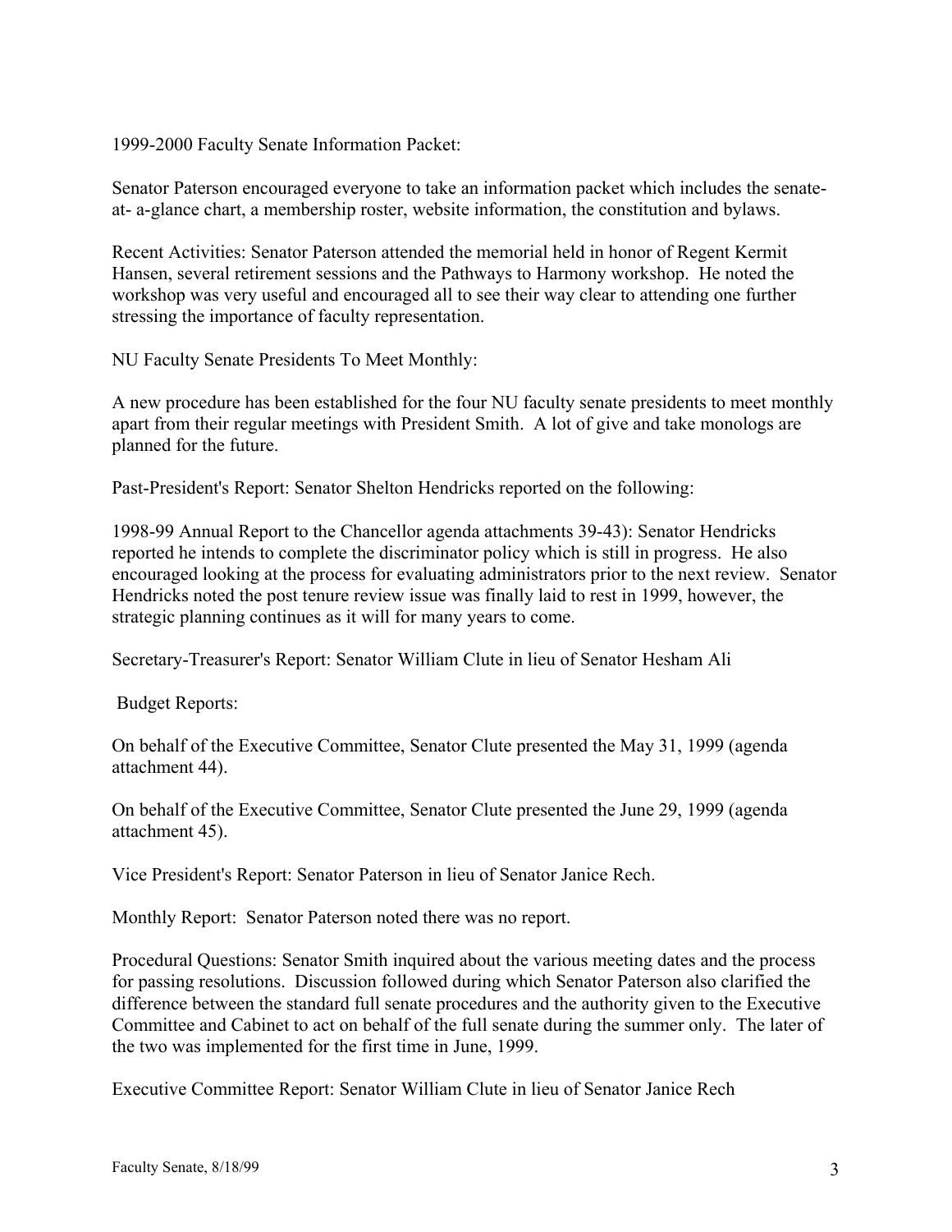1999-2000 Faculty Senate Information Packet:

Senator Paterson encouraged everyone to take an information packet which includes the senate-at- a-glance chart, a membership roster, website information, the constitution and bylaws.

Recent Activities: Senator Paterson attended the memorial held in honor of Regent Kermit Hansen, several retirement sessions and the Pathways to Harmony workshop. He noted the workshop was very useful and encouraged all to see their way clear to attending one further stressing the importance of faculty representation.

NU Faculty Senate Presidents To Meet Monthly:

A new procedure has been established for the four NU faculty senate presidents to meet monthly apart from their regular meetings with President Smith. A lot of give and take monologs are planned for the future.

Past-President's Report: Senator Shelton Hendricks reported on the following:

1998-99 Annual Report to the Chancellor agenda attachments 39-43): Senator Hendricks reported he intends to complete the discriminator policy which is still in progress. He also encouraged looking at the process for evaluating administrators prior to the next review. Senator Hendricks noted the post tenure review issue was finally laid to rest in 1999, however, the strategic planning continues as it will for many years to come.

Secretary-Treasurer's Report: Senator William Clute in lieu of Senator Hesham Ali

Budget Reports:

On behalf of the Executive Committee, Senator Clute presented the May 31, 1999 (agenda attachment 44).

On behalf of the Executive Committee, Senator Clute presented the June 29, 1999 (agenda attachment 45).

Vice President's Report: Senator Paterson in lieu of Senator Janice Rech.

Monthly Report: Senator Paterson noted there was no report.

Procedural Questions: Senator Smith inquired about the various meeting dates and the process for passing resolutions. Discussion followed during which Senator Paterson also clarified the difference between the standard full senate procedures and the authority given to the Executive Committee and Cabinet to act on behalf of the full senate during the summer only. The later of the two was implemented for the first time in June, 1999.

Executive Committee Report: Senator William Clute in lieu of Senator Janice Rech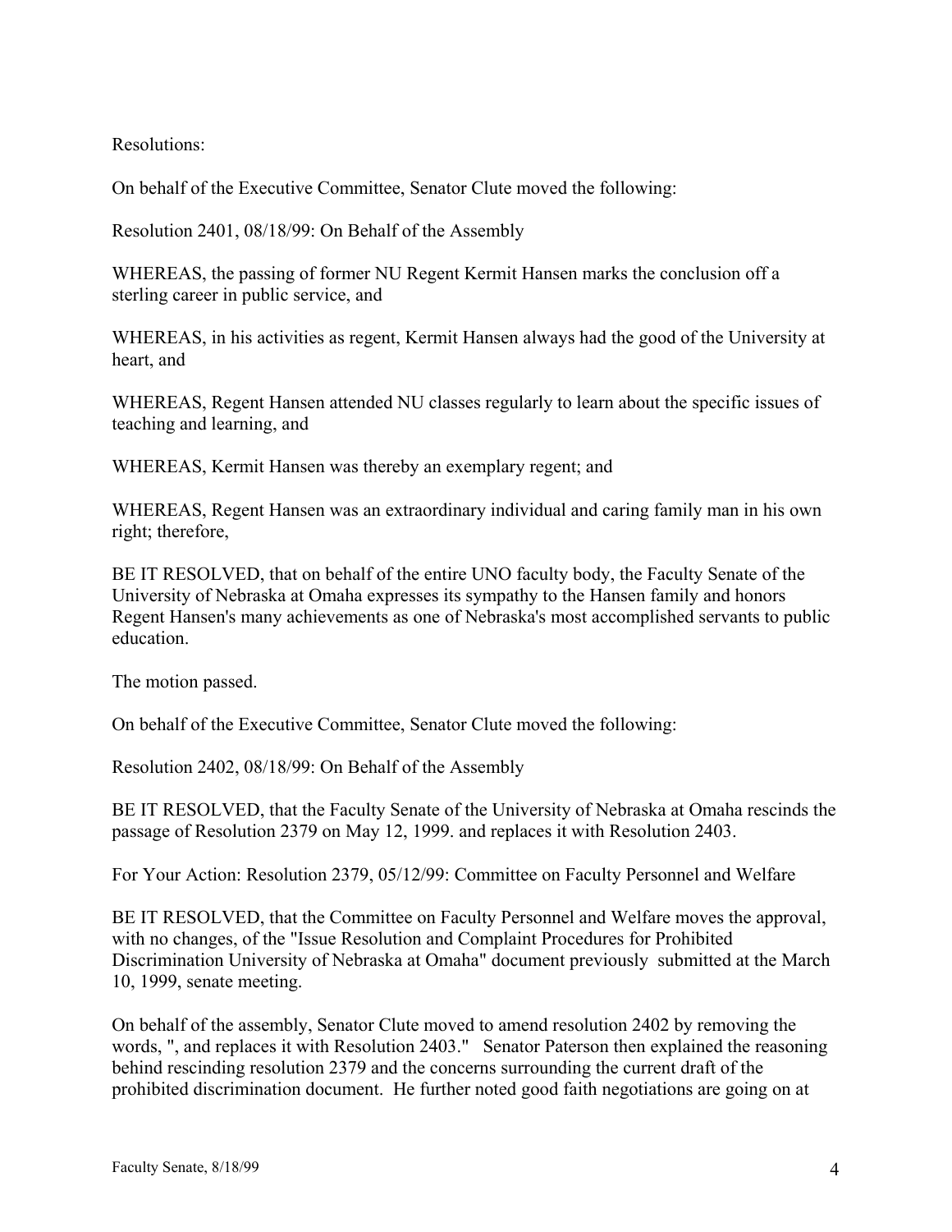Resolutions:

On behalf of the Executive Committee, Senator Clute moved the following:

Resolution 2401, 08/18/99: On Behalf of the Assembly

WHEREAS, the passing of former NU Regent Kermit Hansen marks the conclusion off a sterling career in public service, and

WHEREAS, in his activities as regent, Kermit Hansen always had the good of the University at heart, and

WHEREAS, Regent Hansen attended NU classes regularly to learn about the specific issues of teaching and learning, and

WHEREAS, Kermit Hansen was thereby an exemplary regent; and

WHEREAS, Regent Hansen was an extraordinary individual and caring family man in his own right; therefore,

BE IT RESOLVED, that on behalf of the entire UNO faculty body, the Faculty Senate of the University of Nebraska at Omaha expresses its sympathy to the Hansen family and honors Regent Hansen's many achievements as one of Nebraska's most accomplished servants to public education.

The motion passed.

On behalf of the Executive Committee, Senator Clute moved the following:

Resolution 2402, 08/18/99: On Behalf of the Assembly

BE IT RESOLVED, that the Faculty Senate of the University of Nebraska at Omaha rescinds the passage of Resolution 2379 on May 12, 1999. and replaces it with Resolution 2403.

For Your Action: Resolution 2379, 05/12/99: Committee on Faculty Personnel and Welfare

BE IT RESOLVED, that the Committee on Faculty Personnel and Welfare moves the approval, with no changes, of the "Issue Resolution and Complaint Procedures for Prohibited Discrimination University of Nebraska at Omaha" document previously submitted at the March 10, 1999, senate meeting.

On behalf of the assembly, Senator Clute moved to amend resolution 2402 by removing the words, ", and replaces it with Resolution 2403." Senator Paterson then explained the reasoning behind rescinding resolution 2379 and the concerns surrounding the current draft of the prohibited discrimination document. He further noted good faith negotiations are going on at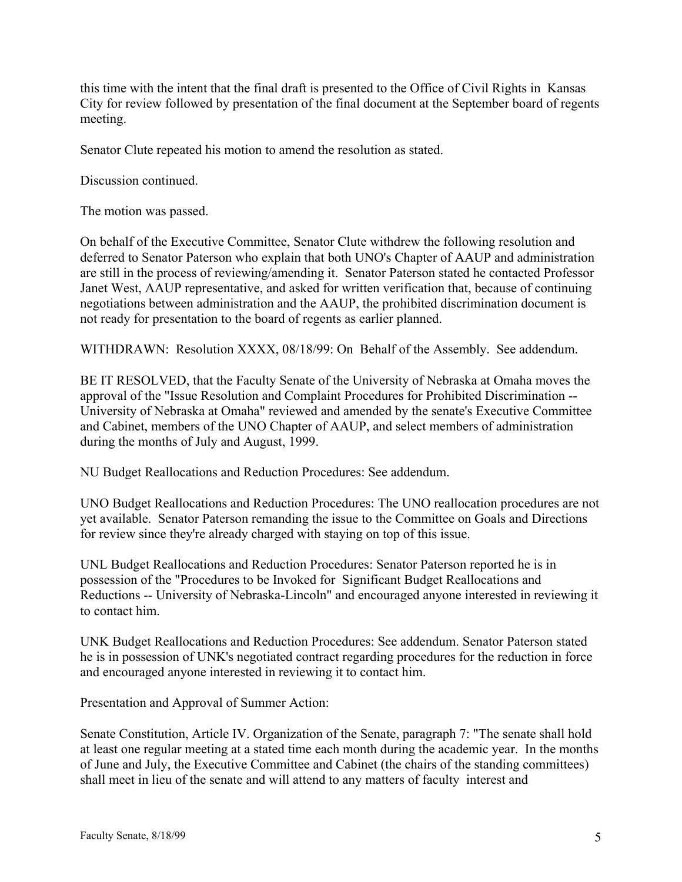this time with the intent that the final draft is presented to the Office of Civil Rights in Kansas City for review followed by presentation of the final document at the September board of regents meeting.

Senator Clute repeated his motion to amend the resolution as stated.

Discussion continued.

The motion was passed.

On behalf of the Executive Committee, Senator Clute withdrew the following resolution and deferred to Senator Paterson who explain that both UNO's Chapter of AAUP and administration are still in the process of reviewing/amending it. Senator Paterson stated he contacted Professor Janet West, AAUP representative, and asked for written verification that, because of continuing negotiations between administration and the AAUP, the prohibited discrimination document is not ready for presentation to the board of regents as earlier planned.

WITHDRAWN: Resolution XXXX, 08/18/99: On Behalf of the Assembly. See addendum.

BE IT RESOLVED, that the Faculty Senate of the University of Nebraska at Omaha moves the approval of the "Issue Resolution and Complaint Procedures for Prohibited Discrimination -- University of Nebraska at Omaha" reviewed and amended by the senate's Executive Committee and Cabinet, members of the UNO Chapter of AAUP, and select members of administration during the months of July and August, 1999.

NU Budget Reallocations and Reduction Procedures: See addendum.

UNO Budget Reallocations and Reduction Procedures: The UNO reallocation procedures are not yet available. Senator Paterson remanding the issue to the Committee on Goals and Directions for review since they're already charged with staying on top of this issue.

UNL Budget Reallocations and Reduction Procedures: Senator Paterson reported he is in possession of the "Procedures to be Invoked for Significant Budget Reallocations and Reductions -- University of Nebraska-Lincoln" and encouraged anyone interested in reviewing it to contact him.

UNK Budget Reallocations and Reduction Procedures: See addendum. Senator Paterson stated he is in possession of UNK's negotiated contract regarding procedures for the reduction in force and encouraged anyone interested in reviewing it to contact him.

Presentation and Approval of Summer Action:

Senate Constitution, Article IV. Organization of the Senate, paragraph 7: "The senate shall hold at least one regular meeting at a stated time each month during the academic year. In the months of June and July, the Executive Committee and Cabinet (the chairs of the standing committees) shall meet in lieu of the senate and will attend to any matters of faculty interest and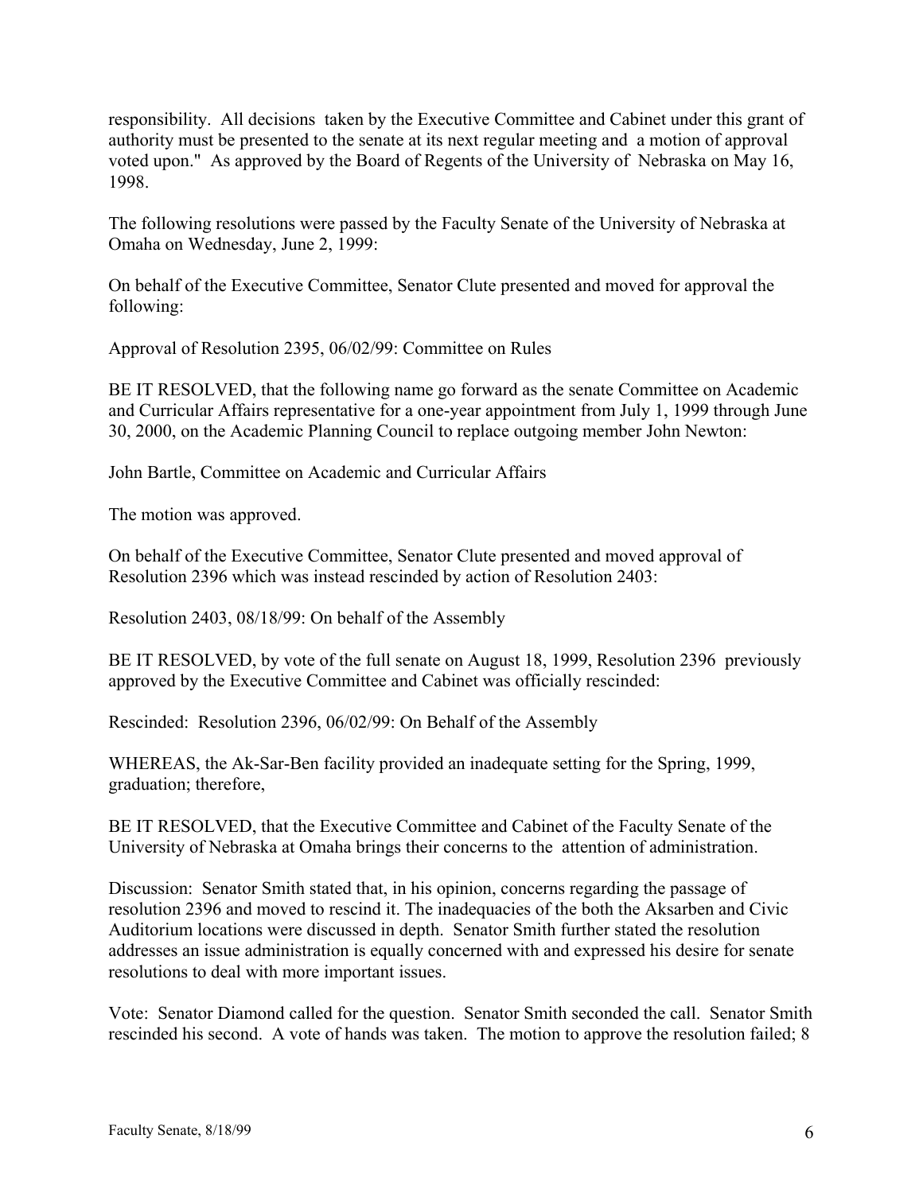responsibility. All decisions taken by the Executive Committee and Cabinet under this grant of authority must be presented to the senate at its next regular meeting and a motion of approval voted upon." As approved by the Board of Regents of the University of Nebraska on May 16, 1998.

The following resolutions were passed by the Faculty Senate of the University of Nebraska at Omaha on Wednesday, June 2, 1999:

On behalf of the Executive Committee, Senator Clute presented and moved for approval the following:

Approval of Resolution 2395, 06/02/99: Committee on Rules

BE IT RESOLVED, that the following name go forward as the senate Committee on Academic and Curricular Affairs representative for a one-year appointment from July 1, 1999 through June 30, 2000, on the Academic Planning Council to replace outgoing member John Newton:

John Bartle, Committee on Academic and Curricular Affairs

The motion was approved.

On behalf of the Executive Committee, Senator Clute presented and moved approval of Resolution 2396 which was instead rescinded by action of Resolution 2403:

Resolution 2403, 08/18/99: On behalf of the Assembly

BE IT RESOLVED, by vote of the full senate on August 18, 1999, Resolution 2396 previously approved by the Executive Committee and Cabinet was officially rescinded:

Rescinded: Resolution 2396, 06/02/99: On Behalf of the Assembly

WHEREAS, the Ak-Sar-Ben facility provided an inadequate setting for the Spring, 1999, graduation; therefore,

BE IT RESOLVED, that the Executive Committee and Cabinet of the Faculty Senate of the University of Nebraska at Omaha brings their concerns to the attention of administration.

Discussion: Senator Smith stated that, in his opinion, concerns regarding the passage of resolution 2396 and moved to rescind it. The inadequacies of the both the Aksarben and Civic Auditorium locations were discussed in depth. Senator Smith further stated the resolution addresses an issue administration is equally concerned with and expressed his desire for senate resolutions to deal with more important issues.

Vote: Senator Diamond called for the question. Senator Smith seconded the call. Senator Smith rescinded his second. A vote of hands was taken. The motion to approve the resolution failed; 8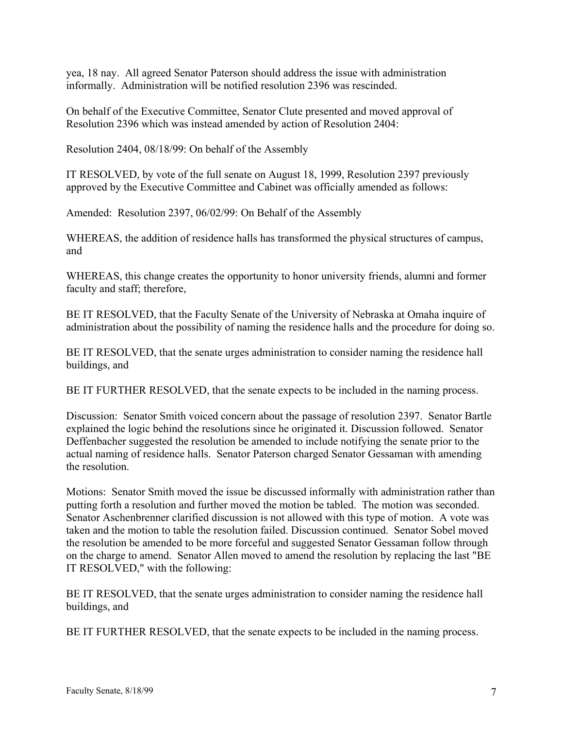yea, 18 nay. All agreed Senator Paterson should address the issue with administration informally. Administration will be notified resolution 2396 was rescinded.

On behalf of the Executive Committee, Senator Clute presented and moved approval of Resolution 2396 which was instead amended by action of Resolution 2404:

Resolution 2404, 08/18/99: On behalf of the Assembly

IT RESOLVED, by vote of the full senate on August 18, 1999, Resolution 2397 previously approved by the Executive Committee and Cabinet was officially amended as follows:

Amended: Resolution 2397, 06/02/99: On Behalf of the Assembly

WHEREAS, the addition of residence halls has transformed the physical structures of campus, and

WHEREAS, this change creates the opportunity to honor university friends, alumni and former faculty and staff; therefore,

BE IT RESOLVED, that the Faculty Senate of the University of Nebraska at Omaha inquire of administration about the possibility of naming the residence halls and the procedure for doing so.

BE IT RESOLVED, that the senate urges administration to consider naming the residence hall buildings, and

BE IT FURTHER RESOLVED, that the senate expects to be included in the naming process.

Discussion: Senator Smith voiced concern about the passage of resolution 2397. Senator Bartle explained the logic behind the resolutions since he originated it. Discussion followed. Senator Deffenbacher suggested the resolution be amended to include notifying the senate prior to the actual naming of residence halls. Senator Paterson charged Senator Gessaman with amending the resolution.

Motions: Senator Smith moved the issue be discussed informally with administration rather than putting forth a resolution and further moved the motion be tabled. The motion was seconded. Senator Aschenbrenner clarified discussion is not allowed with this type of motion. A vote was taken and the motion to table the resolution failed. Discussion continued. Senator Sobel moved the resolution be amended to be more forceful and suggested Senator Gessaman follow through on the charge to amend. Senator Allen moved to amend the resolution by replacing the last "BE IT RESOLVED," with the following:

BE IT RESOLVED, that the senate urges administration to consider naming the residence hall buildings, and

BE IT FURTHER RESOLVED, that the senate expects to be included in the naming process.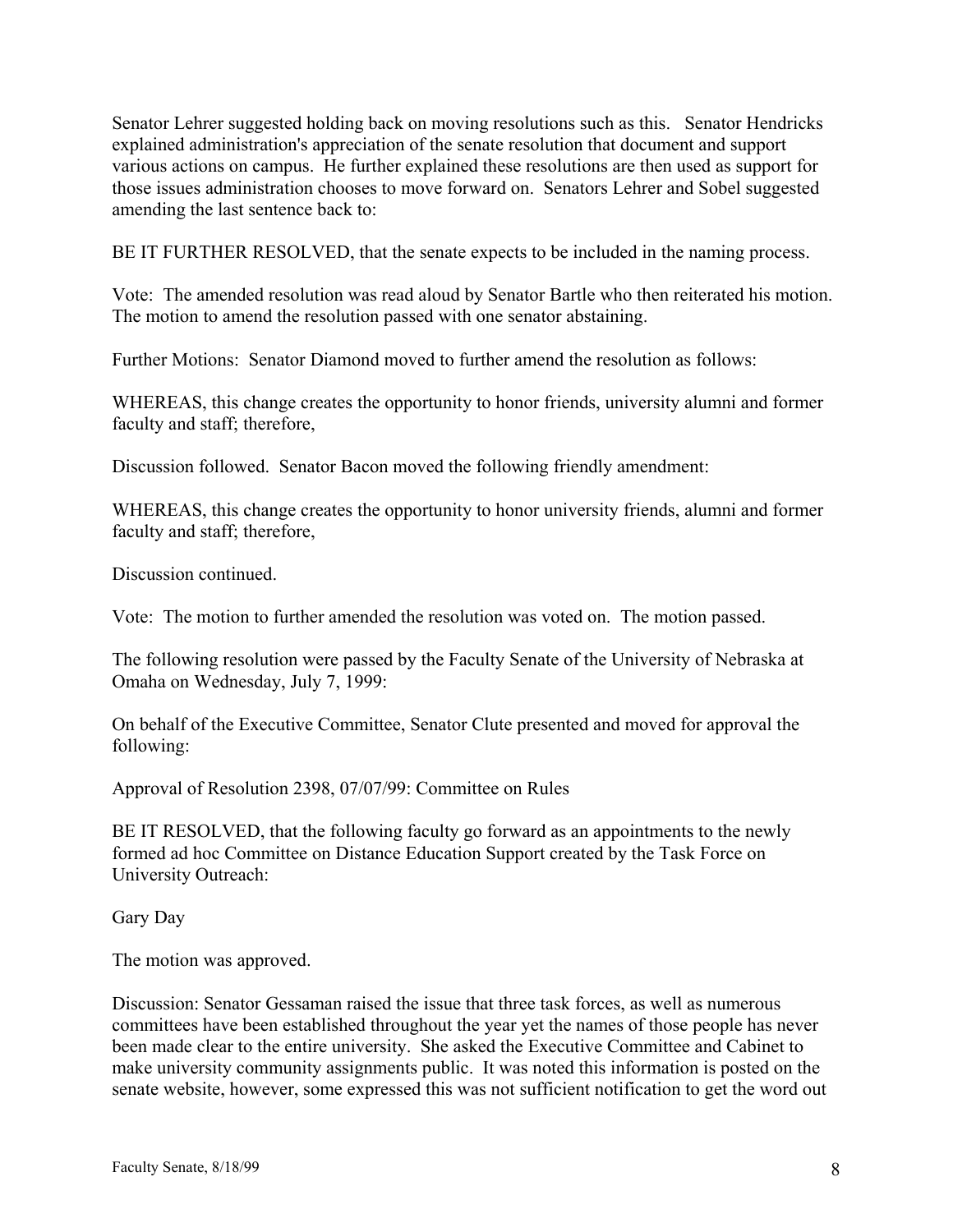Senator Lehrer suggested holding back on moving resolutions such as this. Senator Hendricks explained administration's appreciation of the senate resolution that document and support various actions on campus. He further explained these resolutions are then used as support for those issues administration chooses to move forward on. Senators Lehrer and Sobel suggested amending the last sentence back to:

BE IT FURTHER RESOLVED, that the senate expects to be included in the naming process.

Vote: The amended resolution was read aloud by Senator Bartle who then reiterated his motion. The motion to amend the resolution passed with one senator abstaining.

Further Motions: Senator Diamond moved to further amend the resolution as follows:

WHEREAS, this change creates the opportunity to honor friends, university alumni and former faculty and staff; therefore,

Discussion followed. Senator Bacon moved the following friendly amendment:

WHEREAS, this change creates the opportunity to honor university friends, alumni and former faculty and staff; therefore,

Discussion continued.

Vote: The motion to further amended the resolution was voted on. The motion passed.

The following resolution were passed by the Faculty Senate of the University of Nebraska at Omaha on Wednesday, July 7, 1999:

On behalf of the Executive Committee, Senator Clute presented and moved for approval the following:

Approval of Resolution 2398, 07/07/99: Committee on Rules

BE IT RESOLVED, that the following faculty go forward as an appointments to the newly formed ad hoc Committee on Distance Education Support created by the Task Force on University Outreach:

Gary Day

The motion was approved.

Discussion: Senator Gessaman raised the issue that three task forces, as well as numerous committees have been established throughout the year yet the names of those people has never been made clear to the entire university. She asked the Executive Committee and Cabinet to make university community assignments public. It was noted this information is posted on the senate website, however, some expressed this was not sufficient notification to get the word out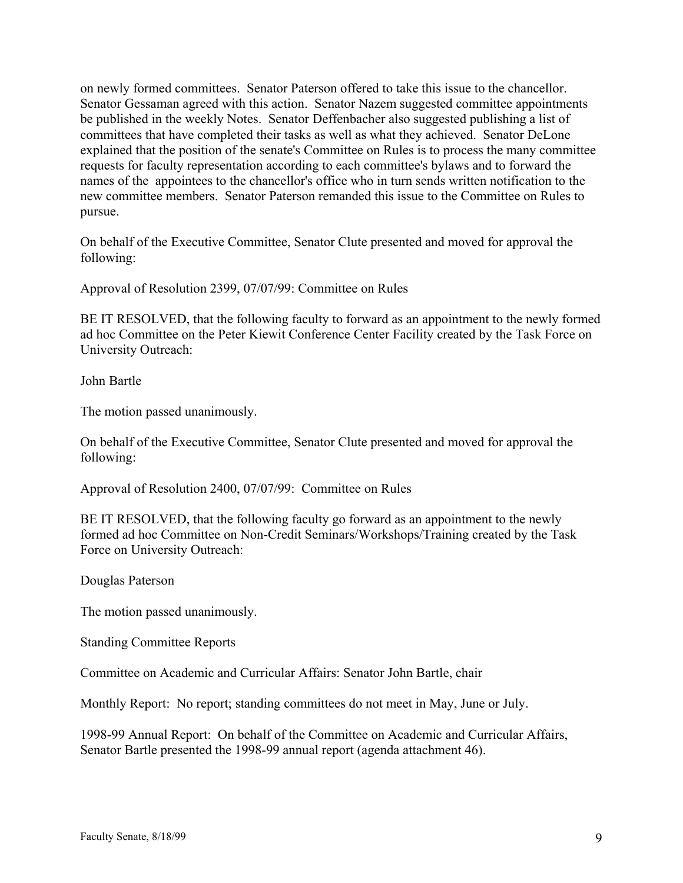on newly formed committees. Senator Paterson offered to take this issue to the chancellor. Senator Gessaman agreed with this action. Senator Nazem suggested committee appointments be published in the weekly Notes. Senator Deffenbacher also suggested publishing a list of committees that have completed their tasks as well as what they achieved. Senator DeLone explained that the position of the senate's Committee on Rules is to process the many committee requests for faculty representation according to each committee's bylaws and to forward the names of the appointees to the chancellor's office who in turn sends written notification to the new committee members. Senator Paterson remanded this issue to the Committee on Rules to pursue.

On behalf of the Executive Committee, Senator Clute presented and moved for approval the following:

Approval of Resolution 2399, 07/07/99: Committee on Rules

BE IT RESOLVED, that the following faculty to forward as an appointment to the newly formed ad hoc Committee on the Peter Kiewit Conference Center Facility created by the Task Force on University Outreach:

John Bartle

The motion passed unanimously.

On behalf of the Executive Committee, Senator Clute presented and moved for approval the following:

Approval of Resolution 2400, 07/07/99: Committee on Rules

BE IT RESOLVED, that the following faculty go forward as an appointment to the newly formed ad hoc Committee on Non-Credit Seminars/Workshops/Training created by the Task Force on University Outreach:

Douglas Paterson

The motion passed unanimously.

Standing Committee Reports

Committee on Academic and Curricular Affairs: Senator John Bartle, chair

Monthly Report: No report; standing committees do not meet in May, June or July.

1998-99 Annual Report: On behalf of the Committee on Academic and Curricular Affairs, Senator Bartle presented the 1998-99 annual report (agenda attachment 46).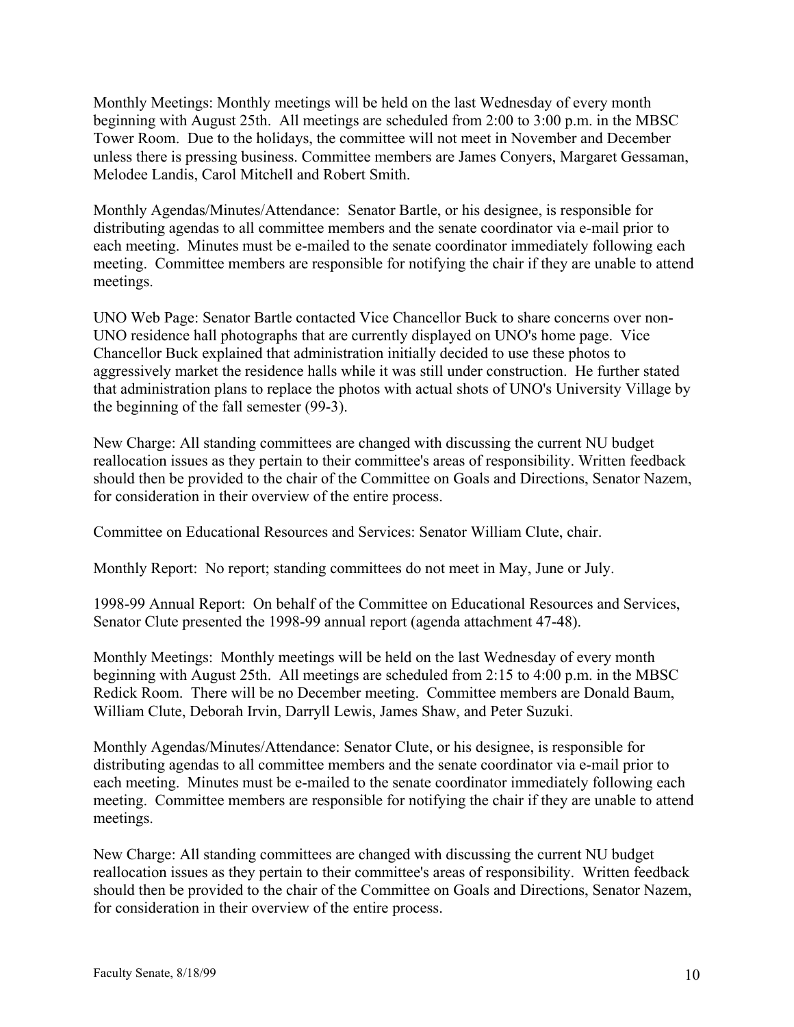Monthly Meetings: Monthly meetings will be held on the last Wednesday of every month beginning with August 25th. All meetings are scheduled from 2:00 to 3:00 p.m. in the MBSC Tower Room. Due to the holidays, the committee will not meet in November and December unless there is pressing business. Committee members are James Conyers, Margaret Gessaman, Melodee Landis, Carol Mitchell and Robert Smith.

Monthly Agendas/Minutes/Attendance: Senator Bartle, or his designee, is responsible for distributing agendas to all committee members and the senate coordinator via e-mail prior to each meeting. Minutes must be e-mailed to the senate coordinator immediately following each meeting. Committee members are responsible for notifying the chair if they are unable to attend meetings.

UNO Web Page: Senator Bartle contacted Vice Chancellor Buck to share concerns over non-UNO residence hall photographs that are currently displayed on UNO's home page. Vice Chancellor Buck explained that administration initially decided to use these photos to aggressively market the residence halls while it was still under construction. He further stated that administration plans to replace the photos with actual shots of UNO's University Village by the beginning of the fall semester (99-3).

New Charge: All standing committees are changed with discussing the current NU budget reallocation issues as they pertain to their committee's areas of responsibility. Written feedback should then be provided to the chair of the Committee on Goals and Directions, Senator Nazem, for consideration in their overview of the entire process.

Committee on Educational Resources and Services: Senator William Clute, chair.

Monthly Report: No report; standing committees do not meet in May, June or July.

1998-99 Annual Report: On behalf of the Committee on Educational Resources and Services, Senator Clute presented the 1998-99 annual report (agenda attachment 47-48).

Monthly Meetings: Monthly meetings will be held on the last Wednesday of every month beginning with August 25th. All meetings are scheduled from 2:15 to 4:00 p.m. in the MBSC Redick Room. There will be no December meeting. Committee members are Donald Baum, William Clute, Deborah Irvin, Darryll Lewis, James Shaw, and Peter Suzuki.

Monthly Agendas/Minutes/Attendance: Senator Clute, or his designee, is responsible for distributing agendas to all committee members and the senate coordinator via e-mail prior to each meeting. Minutes must be e-mailed to the senate coordinator immediately following each meeting. Committee members are responsible for notifying the chair if they are unable to attend meetings.

New Charge: All standing committees are changed with discussing the current NU budget reallocation issues as they pertain to their committee's areas of responsibility. Written feedback should then be provided to the chair of the Committee on Goals and Directions, Senator Nazem, for consideration in their overview of the entire process.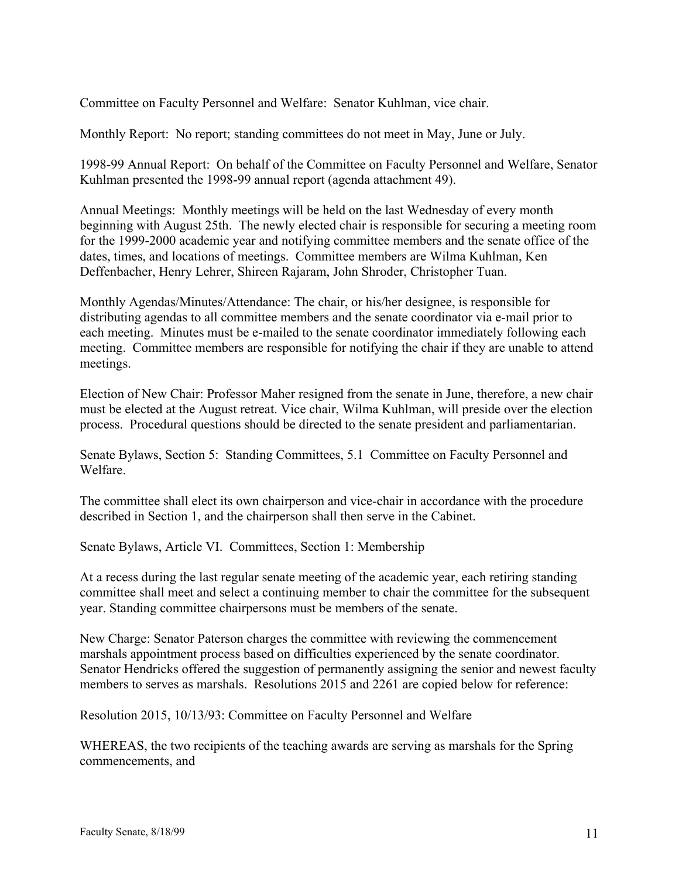Committee on Faculty Personnel and Welfare: Senator Kuhlman, vice chair.

Monthly Report: No report; standing committees do not meet in May, June or July.

1998-99 Annual Report: On behalf of the Committee on Faculty Personnel and Welfare, Senator Kuhlman presented the 1998-99 annual report (agenda attachment 49).

Annual Meetings: Monthly meetings will be held on the last Wednesday of every month beginning with August 25th. The newly elected chair is responsible for securing a meeting room for the 1999-2000 academic year and notifying committee members and the senate office of the dates, times, and locations of meetings. Committee members are Wilma Kuhlman, Ken Deffenbacher, Henry Lehrer, Shireen Rajaram, John Shroder, Christopher Tuan.

Monthly Agendas/Minutes/Attendance: The chair, or his/her designee, is responsible for distributing agendas to all committee members and the senate coordinator via e-mail prior to each meeting. Minutes must be e-mailed to the senate coordinator immediately following each meeting. Committee members are responsible for notifying the chair if they are unable to attend meetings.

Election of New Chair: Professor Maher resigned from the senate in June, therefore, a new chair must be elected at the August retreat. Vice chair, Wilma Kuhlman, will preside over the election process. Procedural questions should be directed to the senate president and parliamentarian.

Senate Bylaws, Section 5: Standing Committees, 5.1 Committee on Faculty Personnel and Welfare.

The committee shall elect its own chairperson and vice-chair in accordance with the procedure described in Section 1, and the chairperson shall then serve in the Cabinet.

Senate Bylaws, Article VI. Committees, Section 1: Membership

At a recess during the last regular senate meeting of the academic year, each retiring standing committee shall meet and select a continuing member to chair the committee for the subsequent year. Standing committee chairpersons must be members of the senate.

New Charge: Senator Paterson charges the committee with reviewing the commencement marshals appointment process based on difficulties experienced by the senate coordinator. Senator Hendricks offered the suggestion of permanently assigning the senior and newest faculty members to serves as marshals. Resolutions 2015 and 2261 are copied below for reference:

Resolution 2015, 10/13/93: Committee on Faculty Personnel and Welfare

WHEREAS, the two recipients of the teaching awards are serving as marshals for the Spring commencements, and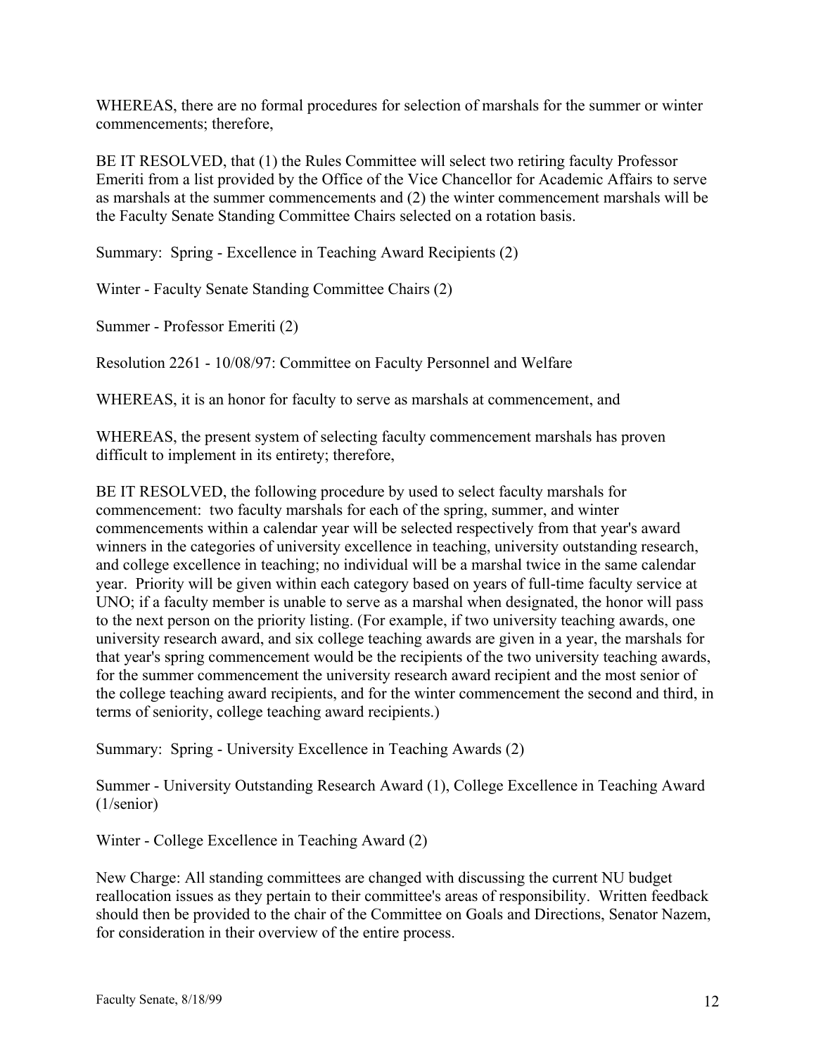WHEREAS, there are no formal procedures for selection of marshals for the summer or winter commencements; therefore,

BE IT RESOLVED, that (1) the Rules Committee will select two retiring faculty Professor Emeriti from a list provided by the Office of the Vice Chancellor for Academic Affairs to serve as marshals at the summer commencements and (2) the winter commencement marshals will be the Faculty Senate Standing Committee Chairs selected on a rotation basis.

Summary: Spring - Excellence in Teaching Award Recipients (2)

Winter - Faculty Senate Standing Committee Chairs (2)

Summer - Professor Emeriti (2)

Resolution 2261 - 10/08/97: Committee on Faculty Personnel and Welfare

WHEREAS, it is an honor for faculty to serve as marshals at commencement, and

WHEREAS, the present system of selecting faculty commencement marshals has proven difficult to implement in its entirety; therefore,

BE IT RESOLVED, the following procedure by used to select faculty marshals for commencement: two faculty marshals for each of the spring, summer, and winter commencements within a calendar year will be selected respectively from that year's award winners in the categories of university excellence in teaching, university outstanding research, and college excellence in teaching; no individual will be a marshal twice in the same calendar year. Priority will be given within each category based on years of full-time faculty service at UNO; if a faculty member is unable to serve as a marshal when designated, the honor will pass to the next person on the priority listing. (For example, if two university teaching awards, one university research award, and six college teaching awards are given in a year, the marshals for that year's spring commencement would be the recipients of the two university teaching awards, for the summer commencement the university research award recipient and the most senior of the college teaching award recipients, and for the winter commencement the second and third, in terms of seniority, college teaching award recipients.)

Summary: Spring - University Excellence in Teaching Awards (2)

Summer - University Outstanding Research Award (1), College Excellence in Teaching Award (1/senior)

Winter - College Excellence in Teaching Award (2)

New Charge: All standing committees are changed with discussing the current NU budget reallocation issues as they pertain to their committee's areas of responsibility. Written feedback should then be provided to the chair of the Committee on Goals and Directions, Senator Nazem, for consideration in their overview of the entire process.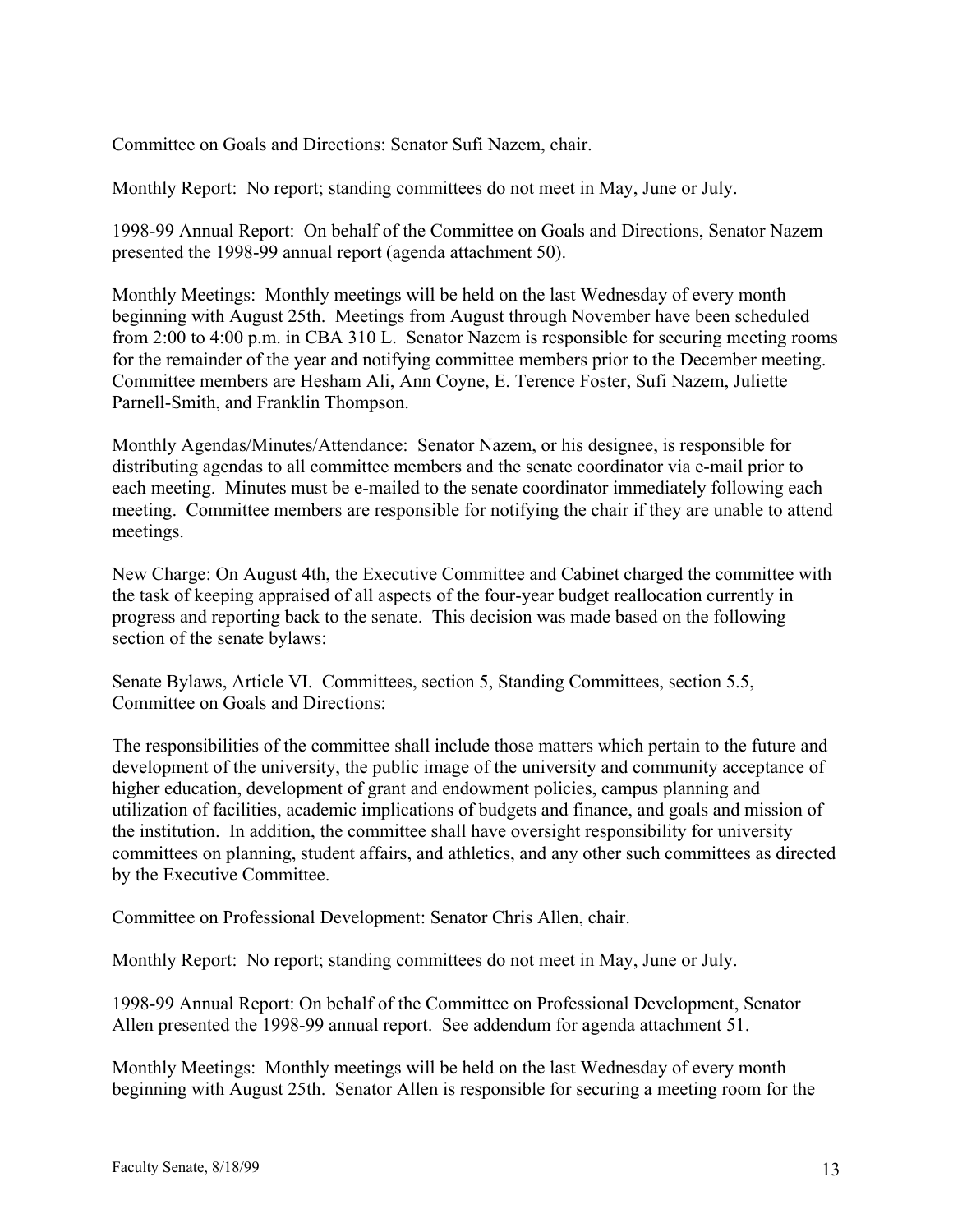Committee on Goals and Directions: Senator Sufi Nazem, chair.

Monthly Report: No report; standing committees do not meet in May, June or July.

1998-99 Annual Report: On behalf of the Committee on Goals and Directions, Senator Nazem presented the 1998-99 annual report (agenda attachment 50).

Monthly Meetings: Monthly meetings will be held on the last Wednesday of every month beginning with August 25th. Meetings from August through November have been scheduled from 2:00 to 4:00 p.m. in CBA 310 L. Senator Nazem is responsible for securing meeting rooms for the remainder of the year and notifying committee members prior to the December meeting. Committee members are Hesham Ali, Ann Coyne, E. Terence Foster, Sufi Nazem, Juliette Parnell-Smith, and Franklin Thompson.

Monthly Agendas/Minutes/Attendance: Senator Nazem, or his designee, is responsible for distributing agendas to all committee members and the senate coordinator via e-mail prior to each meeting. Minutes must be e-mailed to the senate coordinator immediately following each meeting. Committee members are responsible for notifying the chair if they are unable to attend meetings.

New Charge: On August 4th, the Executive Committee and Cabinet charged the committee with the task of keeping appraised of all aspects of the four-year budget reallocation currently in progress and reporting back to the senate. This decision was made based on the following section of the senate bylaws:

Senate Bylaws, Article VI. Committees, section 5, Standing Committees, section 5.5, Committee on Goals and Directions:

The responsibilities of the committee shall include those matters which pertain to the future and development of the university, the public image of the university and community acceptance of higher education, development of grant and endowment policies, campus planning and utilization of facilities, academic implications of budgets and finance, and goals and mission of the institution. In addition, the committee shall have oversight responsibility for university committees on planning, student affairs, and athletics, and any other such committees as directed by the Executive Committee.

Committee on Professional Development: Senator Chris Allen, chair.

Monthly Report: No report; standing committees do not meet in May, June or July.

1998-99 Annual Report: On behalf of the Committee on Professional Development, Senator Allen presented the 1998-99 annual report. See addendum for agenda attachment 51.

Monthly Meetings: Monthly meetings will be held on the last Wednesday of every month beginning with August 25th. Senator Allen is responsible for securing a meeting room for the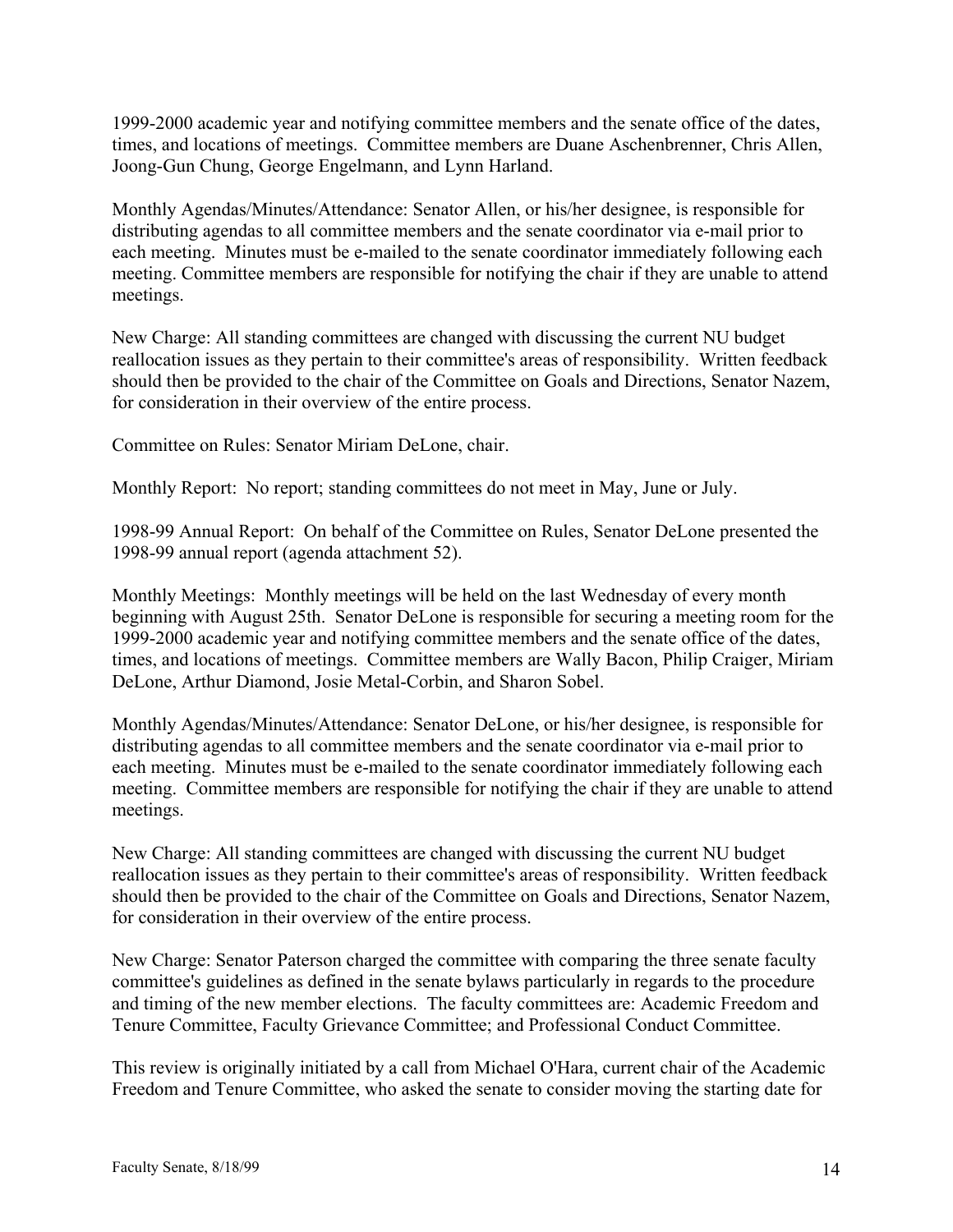1999-2000 academic year and notifying committee members and the senate office of the dates, times, and locations of meetings. Committee members are Duane Aschenbrenner, Chris Allen, Joong-Gun Chung, George Engelmann, and Lynn Harland.

Monthly Agendas/Minutes/Attendance: Senator Allen, or his/her designee, is responsible for distributing agendas to all committee members and the senate coordinator via e-mail prior to each meeting. Minutes must be e-mailed to the senate coordinator immediately following each meeting. Committee members are responsible for notifying the chair if they are unable to attend meetings.

New Charge: All standing committees are changed with discussing the current NU budget reallocation issues as they pertain to their committee's areas of responsibility. Written feedback should then be provided to the chair of the Committee on Goals and Directions, Senator Nazem, for consideration in their overview of the entire process.

Committee on Rules: Senator Miriam DeLone, chair.

Monthly Report: No report; standing committees do not meet in May, June or July.

1998-99 Annual Report: On behalf of the Committee on Rules, Senator DeLone presented the 1998-99 annual report (agenda attachment 52).

Monthly Meetings: Monthly meetings will be held on the last Wednesday of every month beginning with August 25th. Senator DeLone is responsible for securing a meeting room for the 1999-2000 academic year and notifying committee members and the senate office of the dates, times, and locations of meetings. Committee members are Wally Bacon, Philip Craiger, Miriam DeLone, Arthur Diamond, Josie Metal-Corbin, and Sharon Sobel.

Monthly Agendas/Minutes/Attendance: Senator DeLone, or his/her designee, is responsible for distributing agendas to all committee members and the senate coordinator via e-mail prior to each meeting. Minutes must be e-mailed to the senate coordinator immediately following each meeting. Committee members are responsible for notifying the chair if they are unable to attend meetings.

New Charge: All standing committees are changed with discussing the current NU budget reallocation issues as they pertain to their committee's areas of responsibility. Written feedback should then be provided to the chair of the Committee on Goals and Directions, Senator Nazem, for consideration in their overview of the entire process.

New Charge: Senator Paterson charged the committee with comparing the three senate faculty committee's guidelines as defined in the senate bylaws particularly in regards to the procedure and timing of the new member elections. The faculty committees are: Academic Freedom and Tenure Committee, Faculty Grievance Committee; and Professional Conduct Committee.

This review is originally initiated by a call from Michael O'Hara, current chair of the Academic Freedom and Tenure Committee, who asked the senate to consider moving the starting date for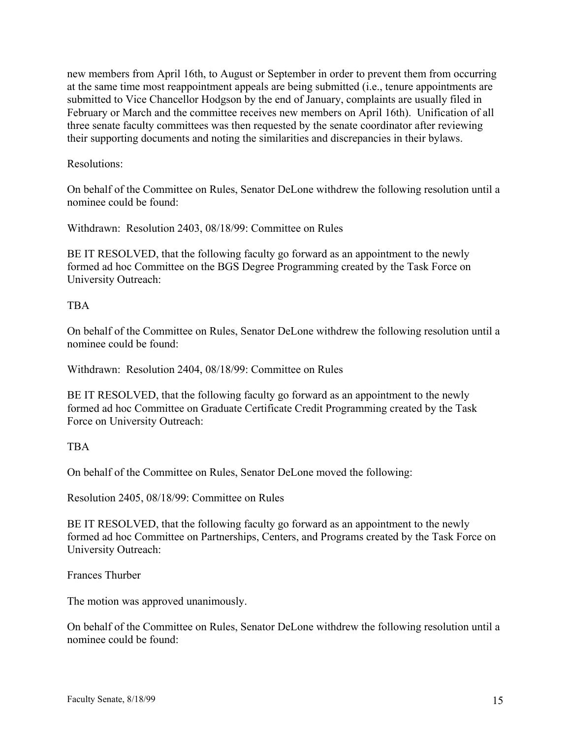new members from April 16th, to August or September in order to prevent them from occurring at the same time most reappointment appeals are being submitted (i.e., tenure appointments are submitted to Vice Chancellor Hodgson by the end of January, complaints are usually filed in February or March and the committee receives new members on April 16th). Unification of all three senate faculty committees was then requested by the senate coordinator after reviewing their supporting documents and noting the similarities and discrepancies in their bylaws.

Resolutions:

On behalf of the Committee on Rules, Senator DeLone withdrew the following resolution until a nominee could be found:

Withdrawn: Resolution 2403, 08/18/99: Committee on Rules

BE IT RESOLVED, that the following faculty go forward as an appointment to the newly formed ad hoc Committee on the BGS Degree Programming created by the Task Force on University Outreach:

TBA

On behalf of the Committee on Rules, Senator DeLone withdrew the following resolution until a nominee could be found:

Withdrawn: Resolution 2404, 08/18/99: Committee on Rules

BE IT RESOLVED, that the following faculty go forward as an appointment to the newly formed ad hoc Committee on Graduate Certificate Credit Programming created by the Task Force on University Outreach:

TBA

On behalf of the Committee on Rules, Senator DeLone moved the following:

Resolution 2405, 08/18/99: Committee on Rules

BE IT RESOLVED, that the following faculty go forward as an appointment to the newly formed ad hoc Committee on Partnerships, Centers, and Programs created by the Task Force on University Outreach:

Frances Thurber

The motion was approved unanimously.

On behalf of the Committee on Rules, Senator DeLone withdrew the following resolution until a nominee could be found: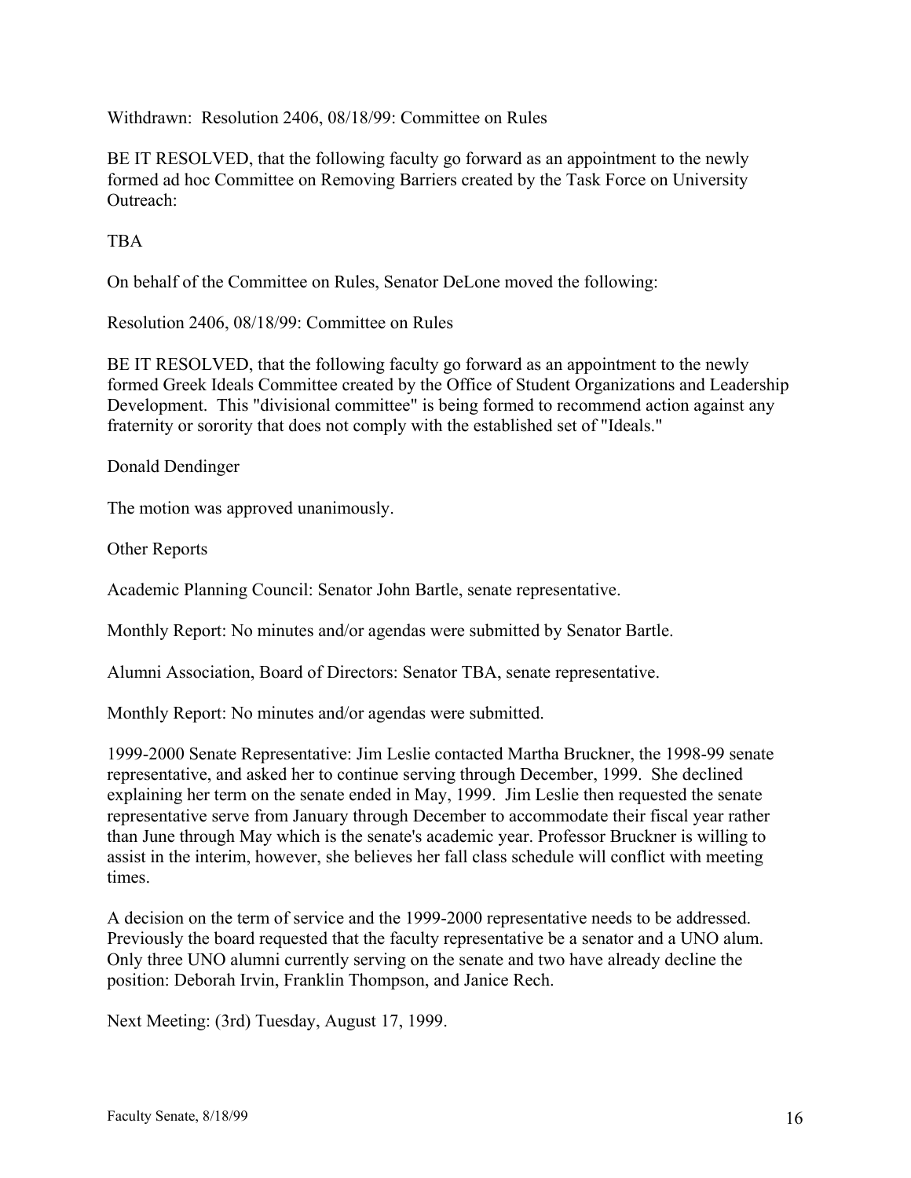Withdrawn: Resolution 2406, 08/18/99: Committee on Rules

BE IT RESOLVED, that the following faculty go forward as an appointment to the newly formed ad hoc Committee on Removing Barriers created by the Task Force on University Outreach:

TBA

On behalf of the Committee on Rules, Senator DeLone moved the following:

Resolution 2406, 08/18/99: Committee on Rules

BE IT RESOLVED, that the following faculty go forward as an appointment to the newly formed Greek Ideals Committee created by the Office of Student Organizations and Leadership Development. This "divisional committee" is being formed to recommend action against any fraternity or sorority that does not comply with the established set of "Ideals."

Donald Dendinger

The motion was approved unanimously.

Other Reports

Academic Planning Council: Senator John Bartle, senate representative.

Monthly Report: No minutes and/or agendas were submitted by Senator Bartle.

Alumni Association, Board of Directors: Senator TBA, senate representative.

Monthly Report: No minutes and/or agendas were submitted.

1999-2000 Senate Representative: Jim Leslie contacted Martha Bruckner, the 1998-99 senate representative, and asked her to continue serving through December, 1999. She declined explaining her term on the senate ended in May, 1999. Jim Leslie then requested the senate representative serve from January through December to accommodate their fiscal year rather than June through May which is the senate's academic year. Professor Bruckner is willing to assist in the interim, however, she believes her fall class schedule will conflict with meeting times.

A decision on the term of service and the 1999-2000 representative needs to be addressed. Previously the board requested that the faculty representative be a senator and a UNO alum. Only three UNO alumni currently serving on the senate and two have already decline the position: Deborah Irvin, Franklin Thompson, and Janice Rech.

Next Meeting: (3rd) Tuesday, August 17, 1999.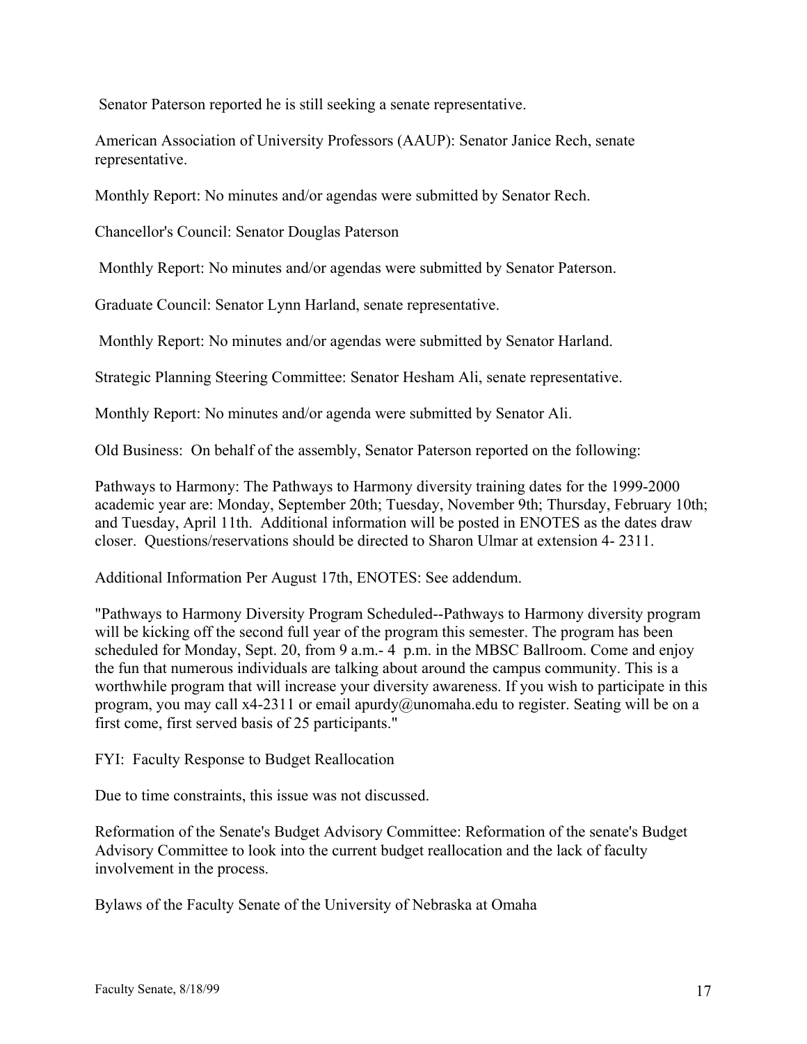Senator Paterson reported he is still seeking a senate representative.

American Association of University Professors (AAUP): Senator Janice Rech, senate representative.

Monthly Report: No minutes and/or agendas were submitted by Senator Rech.

Chancellor's Council: Senator Douglas Paterson

Monthly Report: No minutes and/or agendas were submitted by Senator Paterson.

Graduate Council: Senator Lynn Harland, senate representative.

Monthly Report: No minutes and/or agendas were submitted by Senator Harland.

Strategic Planning Steering Committee: Senator Hesham Ali, senate representative.

Monthly Report: No minutes and/or agenda were submitted by Senator Ali.

Old Business: On behalf of the assembly, Senator Paterson reported on the following:

Pathways to Harmony: The Pathways to Harmony diversity training dates for the 1999-2000 academic year are: Monday, September 20th; Tuesday, November 9th; Thursday, February 10th; and Tuesday, April 11th. Additional information will be posted in ENOTES as the dates draw closer. Questions/reservations should be directed to Sharon Ulmar at extension 4- 2311.

Additional Information Per August 17th, ENOTES: See addendum.

"Pathways to Harmony Diversity Program Scheduled--Pathways to Harmony diversity program will be kicking off the second full year of the program this semester. The program has been scheduled for Monday, Sept. 20, from 9 a.m.- 4 p.m. in the MBSC Ballroom. Come and enjoy the fun that numerous individuals are talking about around the campus community. This is a worthwhile program that will increase your diversity awareness. If you wish to participate in this program, you may call x4-2311 or email apurdy@unomaha.edu to register. Seating will be on a first come, first served basis of 25 participants."

FYI: Faculty Response to Budget Reallocation

Due to time constraints, this issue was not discussed.

Reformation of the Senate's Budget Advisory Committee: Reformation of the senate's Budget Advisory Committee to look into the current budget reallocation and the lack of faculty involvement in the process.

Bylaws of the Faculty Senate of the University of Nebraska at Omaha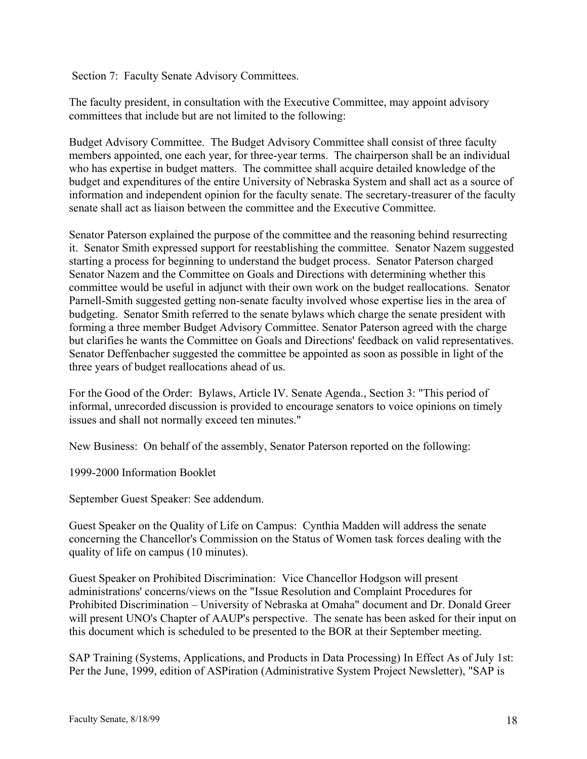Section 7: Faculty Senate Advisory Committees.

The faculty president, in consultation with the Executive Committee, may appoint advisory committees that include but are not limited to the following:

Budget Advisory Committee. The Budget Advisory Committee shall consist of three faculty members appointed, one each year, for three-year terms. The chairperson shall be an individual who has expertise in budget matters. The committee shall acquire detailed knowledge of the budget and expenditures of the entire University of Nebraska System and shall act as a source of information and independent opinion for the faculty senate. The secretary-treasurer of the faculty senate shall act as liaison between the committee and the Executive Committee.

Senator Paterson explained the purpose of the committee and the reasoning behind resurrecting it. Senator Smith expressed support for reestablishing the committee. Senator Nazem suggested starting a process for beginning to understand the budget process. Senator Paterson charged Senator Nazem and the Committee on Goals and Directions with determining whether this committee would be useful in adjunct with their own work on the budget reallocations. Senator Parnell-Smith suggested getting non-senate faculty involved whose expertise lies in the area of budgeting. Senator Smith referred to the senate bylaws which charge the senate president with forming a three member Budget Advisory Committee. Senator Paterson agreed with the charge but clarifies he wants the Committee on Goals and Directions' feedback on valid representatives. Senator Deffenbacher suggested the committee be appointed as soon as possible in light of the three years of budget reallocations ahead of us.

For the Good of the Order: Bylaws, Article IV. Senate Agenda., Section 3: "This period of informal, unrecorded discussion is provided to encourage senators to voice opinions on timely issues and shall not normally exceed ten minutes."

New Business: On behalf of the assembly, Senator Paterson reported on the following:

1999-2000 Information Booklet

September Guest Speaker: See addendum.

Guest Speaker on the Quality of Life on Campus: Cynthia Madden will address the senate concerning the Chancellor's Commission on the Status of Women task forces dealing with the quality of life on campus (10 minutes).

Guest Speaker on Prohibited Discrimination: Vice Chancellor Hodgson will present administrations' concerns/views on the "Issue Resolution and Complaint Procedures for Prohibited Discrimination – University of Nebraska at Omaha" document and Dr. Donald Greer will present UNO's Chapter of AAUP's perspective. The senate has been asked for their input on this document which is scheduled to be presented to the BOR at their September meeting.

SAP Training (Systems, Applications, and Products in Data Processing) In Effect As of July 1st: Per the June, 1999, edition of ASPiration (Administrative System Project Newsletter), "SAP is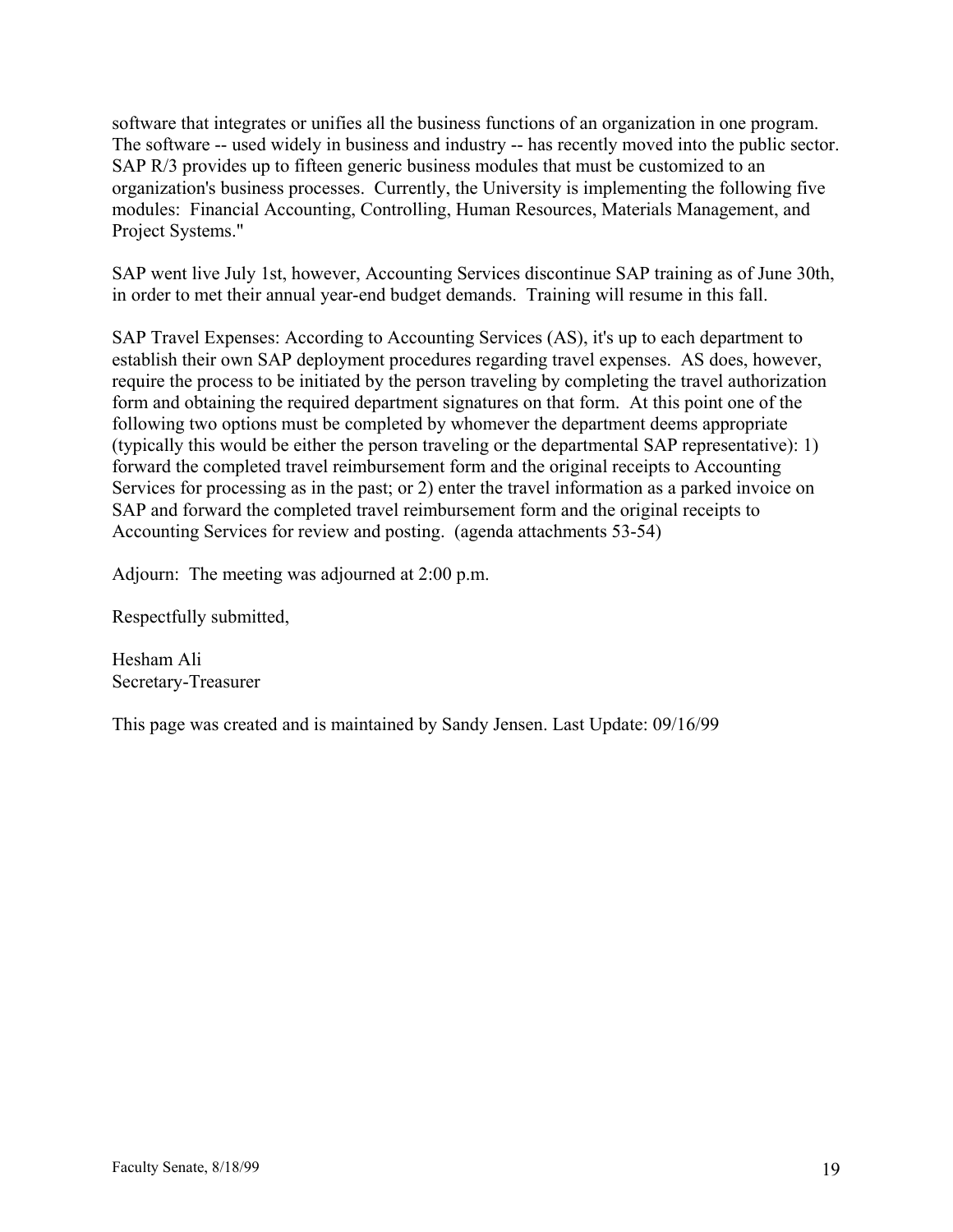software that integrates or unifies all the business functions of an organization in one program. The software -- used widely in business and industry -- has recently moved into the public sector. SAP R/3 provides up to fifteen generic business modules that must be customized to an organization's business processes. Currently, the University is implementing the following five modules: Financial Accounting, Controlling, Human Resources, Materials Management, and Project Systems."

SAP went live July 1st, however, Accounting Services discontinue SAP training as of June 30th, in order to met their annual year-end budget demands. Training will resume in this fall.

SAP Travel Expenses: According to Accounting Services (AS), it's up to each department to establish their own SAP deployment procedures regarding travel expenses. AS does, however, require the process to be initiated by the person traveling by completing the travel authorization form and obtaining the required department signatures on that form. At this point one of the following two options must be completed by whomever the department deems appropriate (typically this would be either the person traveling or the departmental SAP representative): 1) forward the completed travel reimbursement form and the original receipts to Accounting Services for processing as in the past; or 2) enter the travel information as a parked invoice on SAP and forward the completed travel reimbursement form and the original receipts to Accounting Services for review and posting. (agenda attachments 53-54)

Adjourn: The meeting was adjourned at 2:00 p.m.

Respectfully submitted,

Hesham Ali  
Secretary-Treasurer

This page was created and is maintained by Sandy Jensen. Last Update: 09/16/99